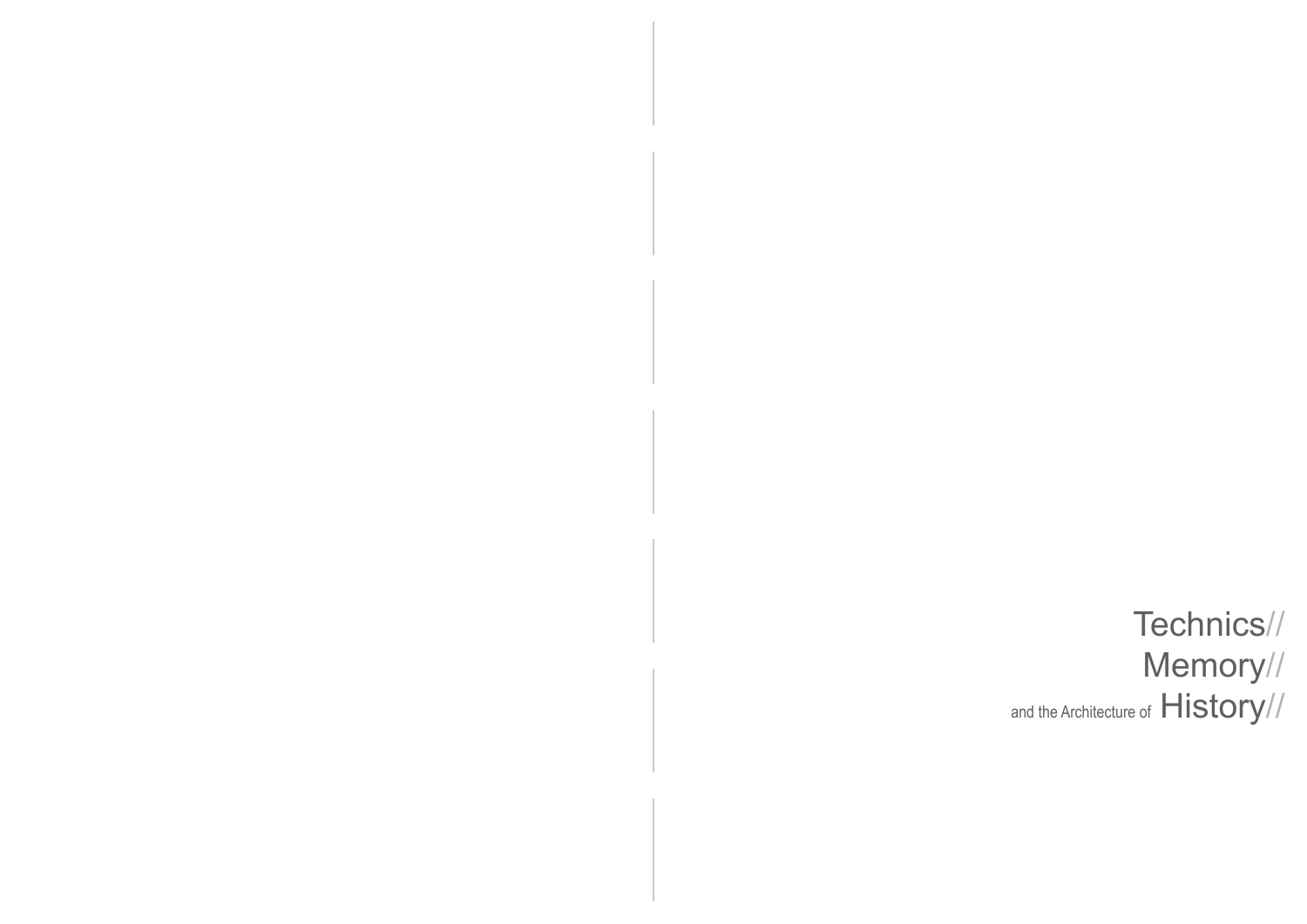# Technics//
# Memory//
# and the Architecture of History//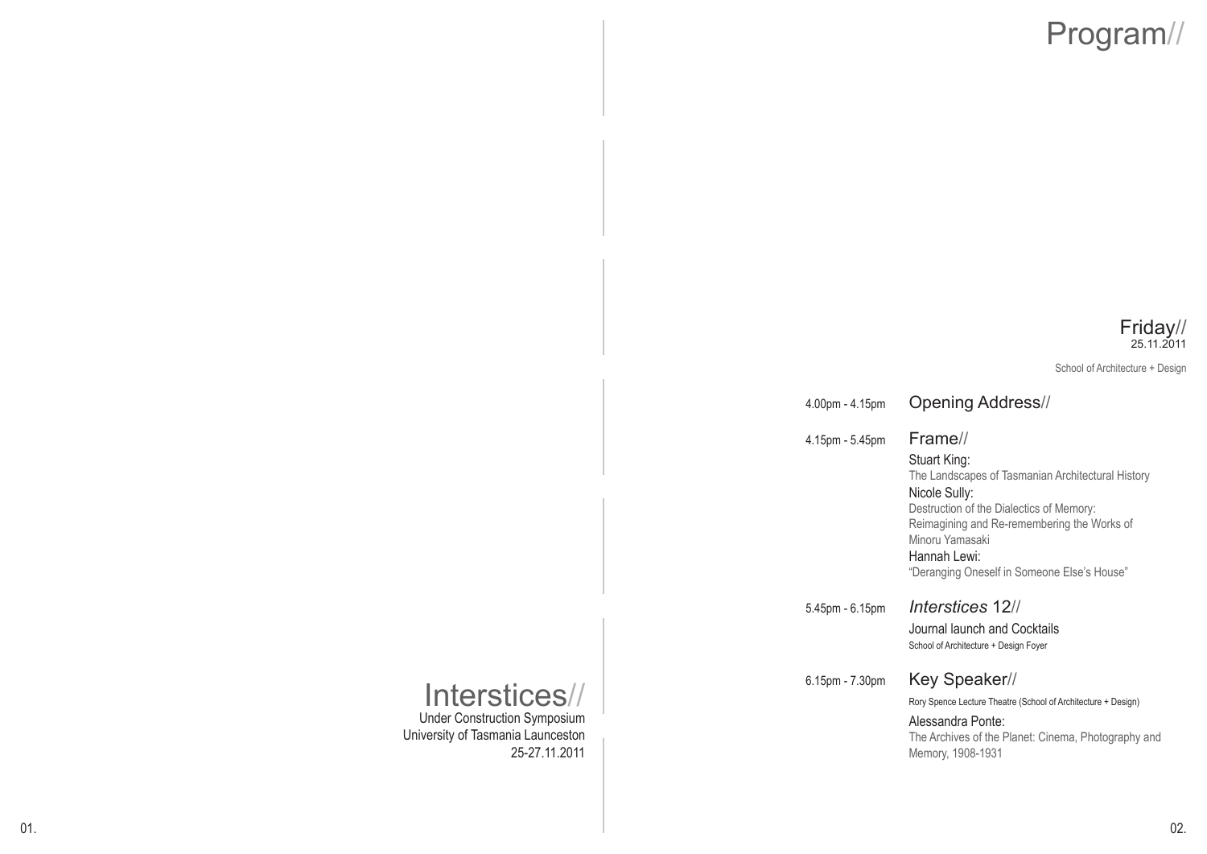# Interstices//

Under Construction Symposium
University of Tasmania Launceston
25-27.11.2011

# Program//

## Friday//
25.11.2011

School of Architecture + Design

4.00pm - 4.15pm **Opening Address//**

4.15pm - 5.45pm **Frame//**

Stuart King:
The Landscapes of Tasmanian Architectural History

Nicole Sully:
Destruction of the Dialectics of Memory: Reimagining and Re-remembering the Works of Minoru Yamasaki

Hannah Lewi:
"Deranging Oneself in Someone Else's House"

5.45pm - 6.15pm ***Interstices* 12//**

Journal launch and Cocktails
School of Architecture + Design Foyer

6.15pm - 7.30pm **Key Speaker//**

Rory Spence Lecture Theatre (School of Architecture + Design)

Alessandra Ponte:
The Archives of the Planet: Cinema, Photography and Memory, 1908-1931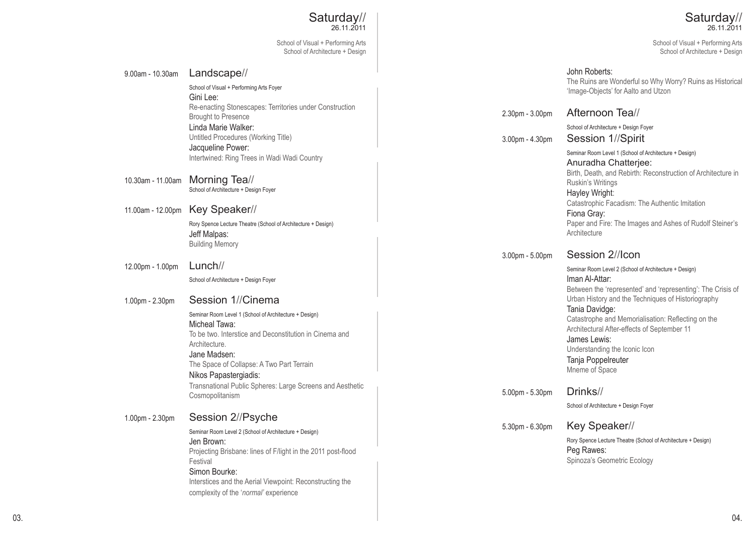# Saturday// 26.11.2011

School of Visual + Performing Arts
School of Architecture + Design

## 9.00am - 10.30am Landscape//

School of Visual + Performing Arts Foyer

**Gini Lee:**
Re-enacting Stonescapes: Territories under Construction Brought to Presence

**Linda Marie Walker:**
Untitled Procedures (Working Title)

**Jacqueline Power:**
Intertwined: Ring Trees in Wadi Wadi Country

## 10.30am - 11.00am Morning Tea//

School of Architecture + Design Foyer

## 11.00am - 12.00pm Key Speaker//

Rory Spence Lecture Theatre (School of Architecture + Design)

**Jeff Malpas:**
Building Memory

## 12.00pm - 1.00pm Lunch//

School of Architecture + Design Foyer

## 1.00pm - 2.30pm Session 1//Cinema

Seminar Room Level 1 (School of Architecture + Design)

**Micheal Tawa:**
To be two. Interstice and Deconstitution in Cinema and Architecture.

**Jane Madsen:**
The Space of Collapse: A Two Part Terrain

**Nikos Papastergiadis:**
Transnational Public Spheres: Large Screens and Aesthetic Cosmopolitanism

## 1.00pm - 2.30pm Session 2//Psyche

Seminar Room Level 2 (School of Architecture + Design)

**Jen Brown:**
Projecting Brisbane: lines of F/light in the 2011 post-flood Festival

**Simon Bourke:**
Interstices and the Aerial Viewpoint: Reconstructing the complexity of the '*normal*' experience

**John Roberts:**
The Ruins are Wonderful so Why Worry? Ruins as Historical 'Image-Objects' for Aalto and Utzon

## 2.30pm - 3.00pm Afternoon Tea//

School of Architecture + Design Foyer

## 3.00pm - 4.30pm Session 1//Spirit

Seminar Room Level 1 (School of Architecture + Design)

**Anuradha Chatterjee:**
Birth, Death, and Rebirth: Reconstruction of Architecture in Ruskin's Writings

**Hayley Wright:**
Catastrophic Facadism: The Authentic Imitation

**Fiona Gray:**
Paper and Fire: The Images and Ashes of Rudolf Steiner's Architecture

## 3.00pm - 5.00pm Session 2//Icon

Seminar Room Level 2 (School of Architecture + Design)

**Iman Al-Attar:**
Between the 'represented' and 'representing': The Crisis of Urban History and the Techniques of Historiography

**Tania Davidge:**
Catastrophe and Memorialisation: Reflecting on the Architectural After-effects of September 11

**James Lewis:**
Understanding the Iconic Icon

**Tanja Poppelreuter**
Mneme of Space

## 5.00pm - 5.30pm Drinks//

School of Architecture + Design Foyer

## 5.30pm - 6.30pm Key Speaker//

Rory Spence Lecture Theatre (School of Architecture + Design)

**Peg Rawes:**
Spinoza's Geometric Ecology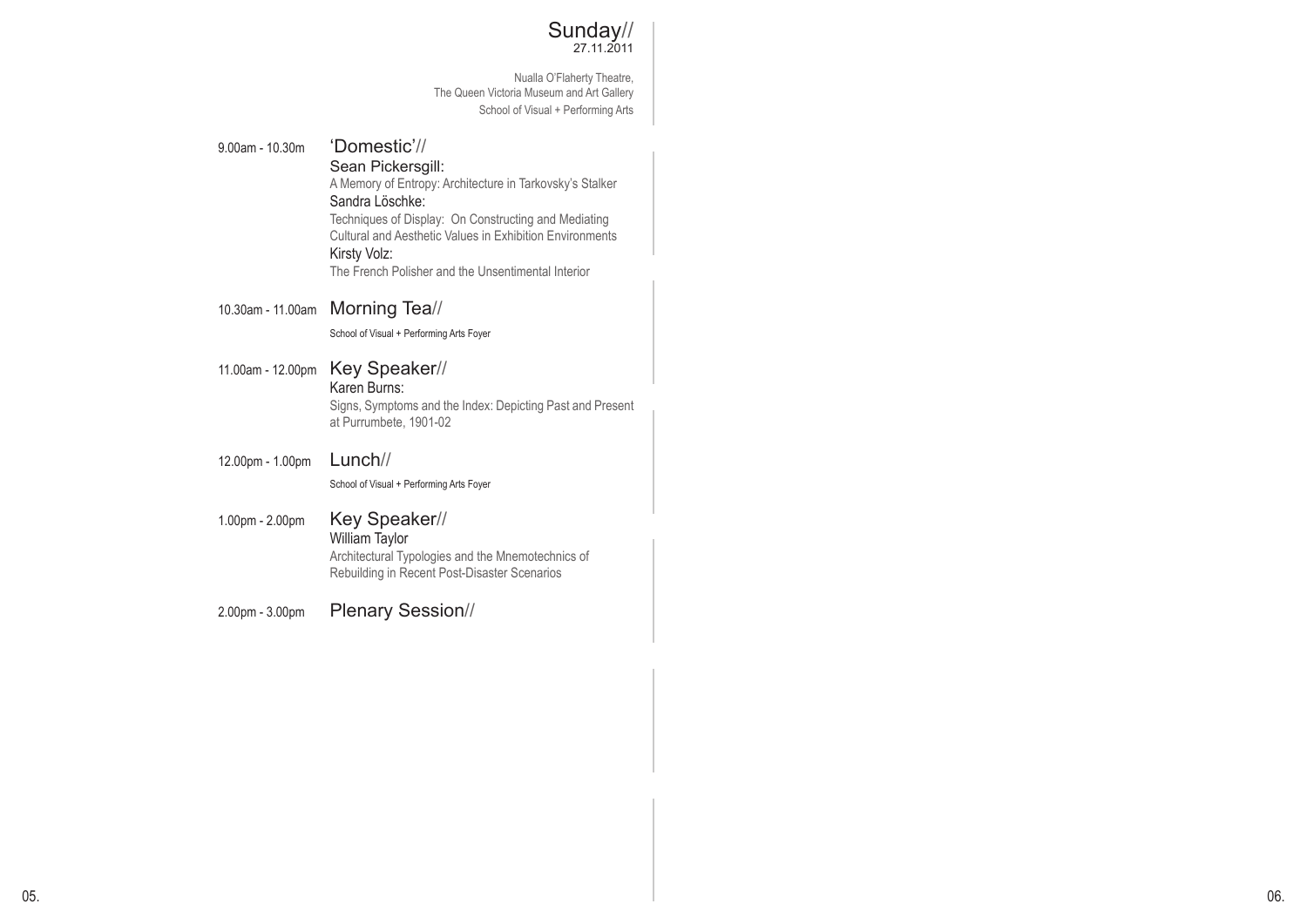# Sunday//
27.11.2011

Nualla O'Flaherty Theatre,
The Queen Victoria Museum and Art Gallery
School of Visual + Performing Arts

9.00am - 10.30m **'Domestic'//**

Sean Pickersgill:
A Memory of Entropy: Architecture in Tarkovsky's Stalker

Sandra Löschke:
Techniques of Display: On Constructing and Mediating Cultural and Aesthetic Values in Exhibition Environments

Kirsty Volz:
The French Polisher and the Unsentimental Interior

10.30am - 11.00am **Morning Tea//**

School of Visual + Performing Arts Foyer

11.00am - 12.00pm **Key Speaker//**

Karen Burns:
Signs, Symptoms and the Index: Depicting Past and Present at Purrumbete, 1901-02

12.00pm - 1.00pm **Lunch//**

School of Visual + Performing Arts Foyer

1.00pm - 2.00pm **Key Speaker//**

William Taylor
Architectural Typologies and the Mnemotechnics of Rebuilding in Recent Post-Disaster Scenarios

2.00pm - 3.00pm **Plenary Session//**